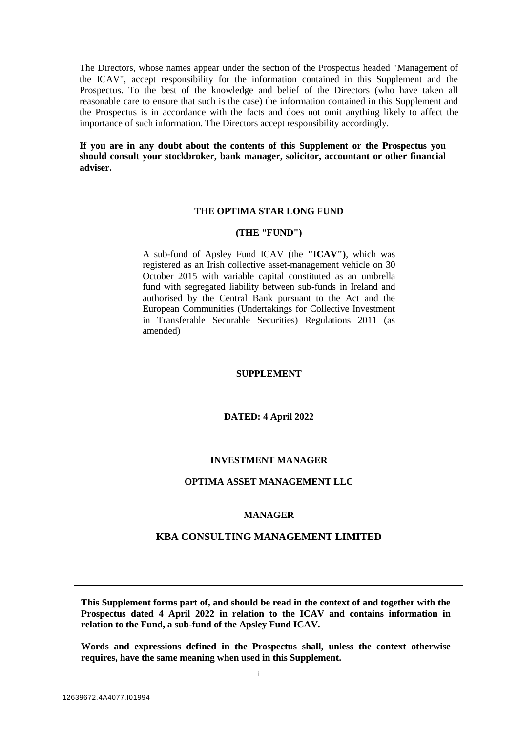The Directors, whose names appear under the section of the Prospectus headed "Management of the ICAV", accept responsibility for the information contained in this Supplement and the Prospectus. To the best of the knowledge and belief of the Directors (who have taken all reasonable care to ensure that such is the case) the information contained in this Supplement and the Prospectus is in accordance with the facts and does not omit anything likely to affect the importance of such information. The Directors accept responsibility accordingly.

**If you are in any doubt about the contents of this Supplement or the Prospectus you should consult your stockbroker, bank manager, solicitor, accountant or other financial adviser.**

---

**THE OPTIMA STAR LONG FUND**

**(THE "FUND")**

A sub-fund of Apsley Fund ICAV (the **"ICAV")**, which was registered as an Irish collective asset-management vehicle on 30 October 2015 with variable capital constituted as an umbrella fund with segregated liability between sub-funds in Ireland and authorised by the Central Bank pursuant to the Act and the European Communities (Undertakings for Collective Investment in Transferable Securable Securities) Regulations 2011 (as amended)

**SUPPLEMENT**

**DATED: 4 April 2022**

**INVESTMENT MANAGER**

**OPTIMA ASSET MANAGEMENT LLC**

**MANAGER**

**KBA CONSULTING MANAGEMENT LIMITED**

---

**This Supplement forms part of, and should be read in the context of and together with the Prospectus dated 4 April 2022 in relation to the ICAV and contains information in relation to the Fund, a sub-fund of the Apsley Fund ICAV.**

**Words and expressions defined in the Prospectus shall, unless the context otherwise requires, have the same meaning when used in this Supplement.**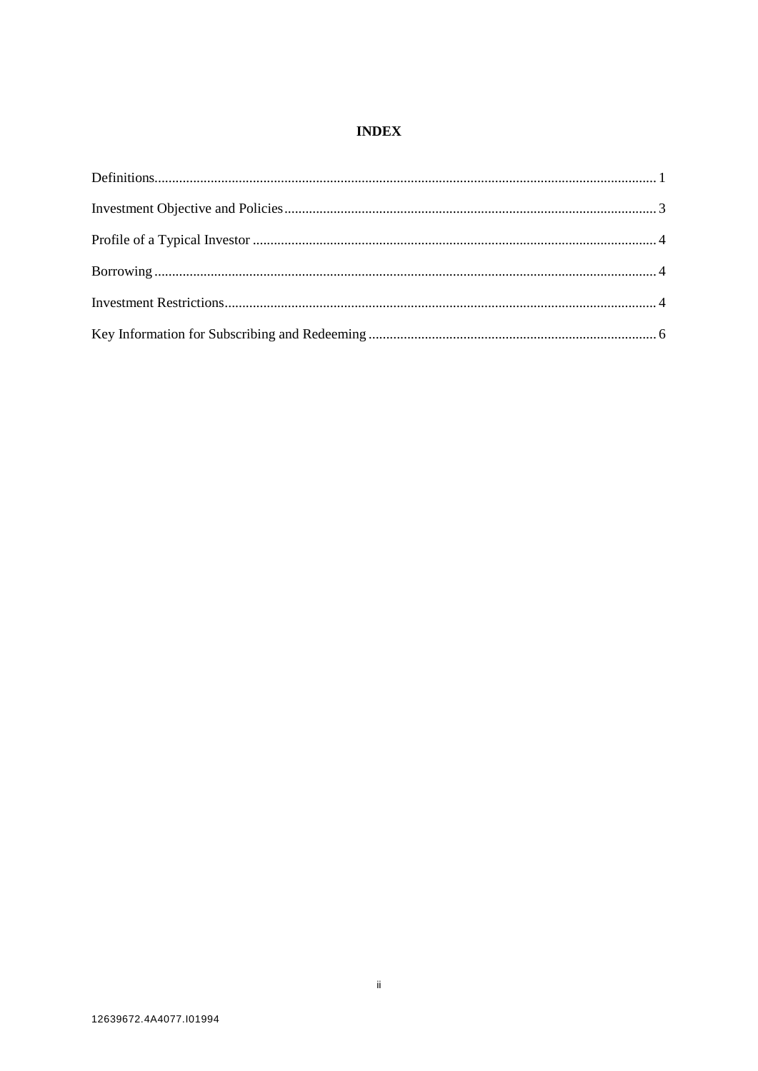# INDEX

| | |
|---|---|
| Definitions | 1 |
| Investment Objective and Policies | 3 |
| Profile of a Typical Investor | 4 |
| Borrowing | 4 |
| Investment Restrictions | 4 |
| Key Information for Subscribing and Redeeming | 6 |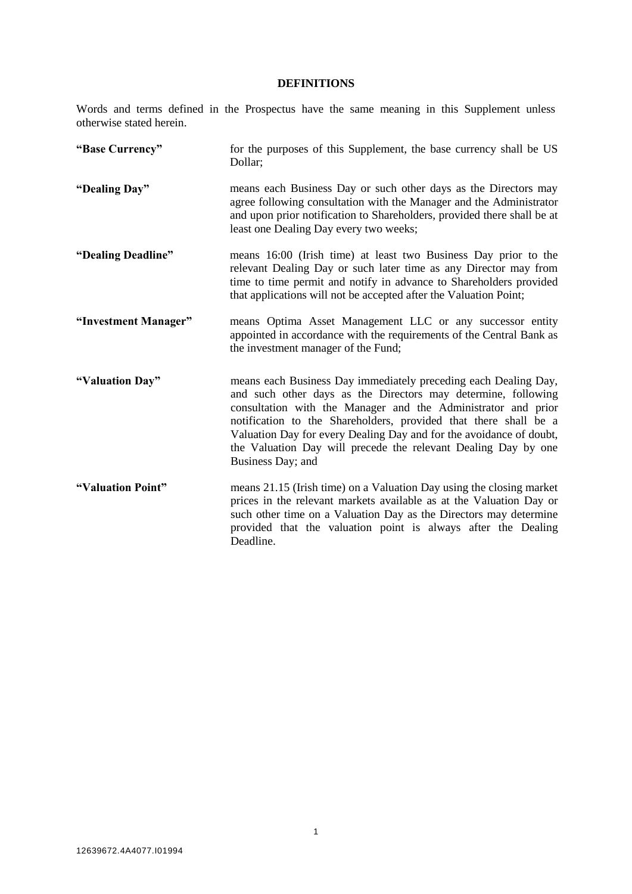## DEFINITIONS

Words and terms defined in the Prospectus have the same meaning in this Supplement unless otherwise stated herein.

**"Base Currency"** for the purposes of this Supplement, the base currency shall be US Dollar;

**"Dealing Day"** means each Business Day or such other days as the Directors may agree following consultation with the Manager and the Administrator and upon prior notification to Shareholders, provided there shall be at least one Dealing Day every two weeks;

**"Dealing Deadline"** means 16:00 (Irish time) at least two Business Day prior to the relevant Dealing Day or such later time as any Director may from time to time permit and notify in advance to Shareholders provided that applications will not be accepted after the Valuation Point;

**"Investment Manager"** means Optima Asset Management LLC or any successor entity appointed in accordance with the requirements of the Central Bank as the investment manager of the Fund;

**"Valuation Day"** means each Business Day immediately preceding each Dealing Day, and such other days as the Directors may determine, following consultation with the Manager and the Administrator and prior notification to the Shareholders, provided that there shall be a Valuation Day for every Dealing Day and for the avoidance of doubt, the Valuation Day will precede the relevant Dealing Day by one Business Day; and

**"Valuation Point"** means 21.15 (Irish time) on a Valuation Day using the closing market prices in the relevant markets available as at the Valuation Day or such other time on a Valuation Day as the Directors may determine provided that the valuation point is always after the Dealing Deadline.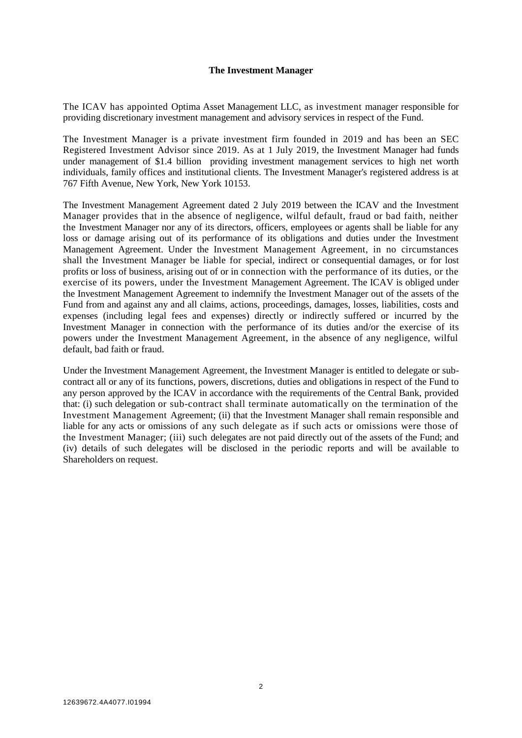**The Investment Manager**

The ICAV has appointed Optima Asset Management LLC, as investment manager responsible for providing discretionary investment management and advisory services in respect of the Fund.

The Investment Manager is a private investment firm founded in 2019 and has been an SEC Registered Investment Advisor since 2019. As at 1 July 2019, the Investment Manager had funds under management of $1.4 billion providing investment management services to high net worth individuals, family offices and institutional clients. The Investment Manager's registered address is at 767 Fifth Avenue, New York, New York 10153.

The Investment Management Agreement dated 2 July 2019 between the ICAV and the Investment Manager provides that in the absence of negligence, wilful default, fraud or bad faith, neither the Investment Manager nor any of its directors, officers, employees or agents shall be liable for any loss or damage arising out of its performance of its obligations and duties under the Investment Management Agreement. Under the Investment Management Agreement, in no circumstances shall the Investment Manager be liable for special, indirect or consequential damages, or for lost profits or loss of business, arising out of or in connection with the performance of its duties, or the exercise of its powers, under the Investment Management Agreement. The ICAV is obliged under the Investment Management Agreement to indemnify the Investment Manager out of the assets of the Fund from and against any and all claims, actions, proceedings, damages, losses, liabilities, costs and expenses (including legal fees and expenses) directly or indirectly suffered or incurred by the Investment Manager in connection with the performance of its duties and/or the exercise of its powers under the Investment Management Agreement, in the absence of any negligence, wilful default, bad faith or fraud.

Under the Investment Management Agreement, the Investment Manager is entitled to delegate or sub-contract all or any of its functions, powers, discretions, duties and obligations in respect of the Fund to any person approved by the ICAV in accordance with the requirements of the Central Bank, provided that: (i) such delegation or sub-contract shall terminate automatically on the termination of the Investment Management Agreement; (ii) that the Investment Manager shall remain responsible and liable for any acts or omissions of any such delegate as if such acts or omissions were those of the Investment Manager; (iii) such delegates are not paid directly out of the assets of the Fund; and (iv) details of such delegates will be disclosed in the periodic reports and will be available to Shareholders on request.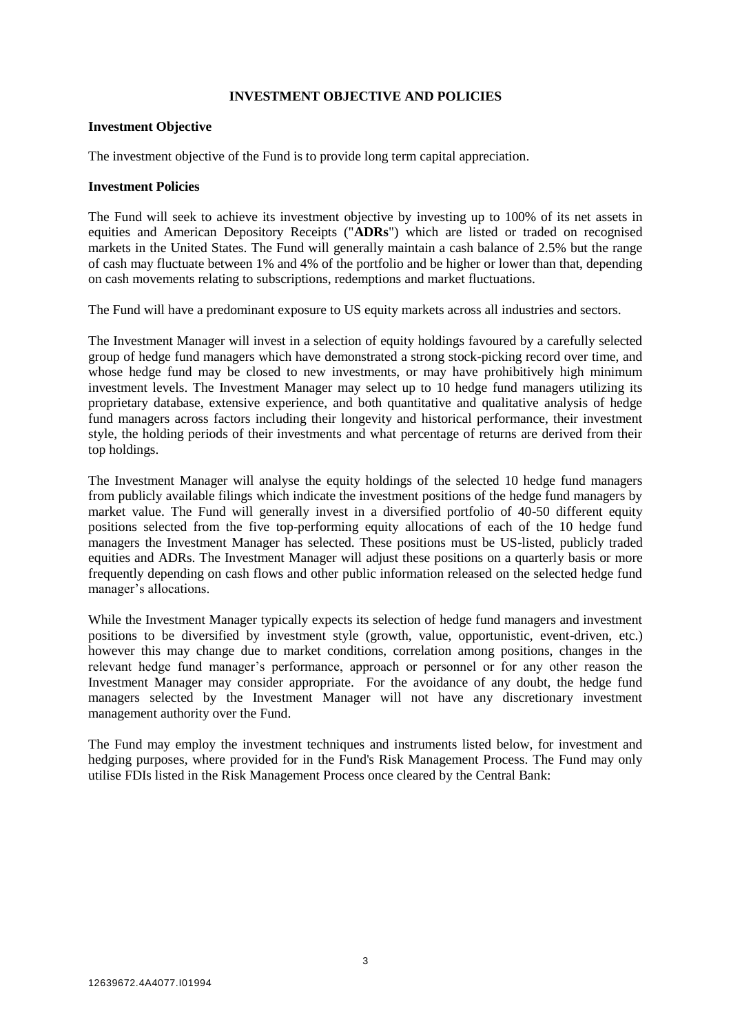# INVESTMENT OBJECTIVE AND POLICIES

## Investment Objective

The investment objective of the Fund is to provide long term capital appreciation.

## Investment Policies

The Fund will seek to achieve its investment objective by investing up to 100% of its net assets in equities and American Depository Receipts ("**ADRs**") which are listed or traded on recognised markets in the United States. The Fund will generally maintain a cash balance of 2.5% but the range of cash may fluctuate between 1% and 4% of the portfolio and be higher or lower than that, depending on cash movements relating to subscriptions, redemptions and market fluctuations.

The Fund will have a predominant exposure to US equity markets across all industries and sectors.

The Investment Manager will invest in a selection of equity holdings favoured by a carefully selected group of hedge fund managers which have demonstrated a strong stock-picking record over time, and whose hedge fund may be closed to new investments, or may have prohibitively high minimum investment levels. The Investment Manager may select up to 10 hedge fund managers utilizing its proprietary database, extensive experience, and both quantitative and qualitative analysis of hedge fund managers across factors including their longevity and historical performance, their investment style, the holding periods of their investments and what percentage of returns are derived from their top holdings.

The Investment Manager will analyse the equity holdings of the selected 10 hedge fund managers from publicly available filings which indicate the investment positions of the hedge fund managers by market value. The Fund will generally invest in a diversified portfolio of 40-50 different equity positions selected from the five top-performing equity allocations of each of the 10 hedge fund managers the Investment Manager has selected. These positions must be US-listed, publicly traded equities and ADRs. The Investment Manager will adjust these positions on a quarterly basis or more frequently depending on cash flows and other public information released on the selected hedge fund manager's allocations.

While the Investment Manager typically expects its selection of hedge fund managers and investment positions to be diversified by investment style (growth, value, opportunistic, event-driven, etc.) however this may change due to market conditions, correlation among positions, changes in the relevant hedge fund manager's performance, approach or personnel or for any other reason the Investment Manager may consider appropriate. For the avoidance of any doubt, the hedge fund managers selected by the Investment Manager will not have any discretionary investment management authority over the Fund.

The Fund may employ the investment techniques and instruments listed below, for investment and hedging purposes, where provided for in the Fund's Risk Management Process. The Fund may only utilise FDIs listed in the Risk Management Process once cleared by the Central Bank: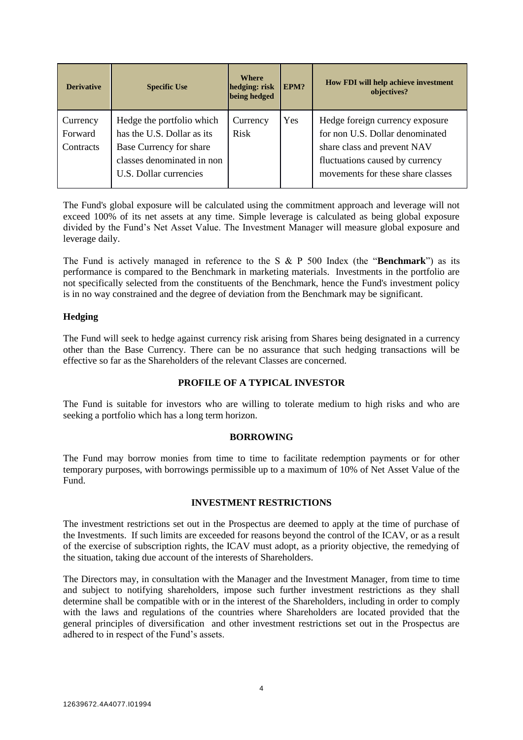| Derivative | Specific Use | Where hedging: risk being hedged | EPM? | How FDI will help achieve investment objectives? |
|---|---|---|---|---|
| Currency Forward Contracts | Hedge the portfolio which has the U.S. Dollar as its Base Currency for share classes denominated in non U.S. Dollar currencies | Currency Risk | Yes | Hedge foreign currency exposure for non U.S. Dollar denominated share class and prevent NAV fluctuations caused by currency movements for these share classes |

The Fund's global exposure will be calculated using the commitment approach and leverage will not exceed 100% of its net assets at any time. Simple leverage is calculated as being global exposure divided by the Fund's Net Asset Value. The Investment Manager will measure global exposure and leverage daily.

The Fund is actively managed in reference to the S & P 500 Index (the "**Benchmark**") as its performance is compared to the Benchmark in marketing materials. Investments in the portfolio are not specifically selected from the constituents of the Benchmark, hence the Fund's investment policy is in no way constrained and the degree of deviation from the Benchmark may be significant.

**Hedging**

The Fund will seek to hedge against currency risk arising from Shares being designated in a currency other than the Base Currency. There can be no assurance that such hedging transactions will be effective so far as the Shareholders of the relevant Classes are concerned.

## PROFILE OF A TYPICAL INVESTOR

The Fund is suitable for investors who are willing to tolerate medium to high risks and who are seeking a portfolio which has a long term horizon.

## BORROWING

The Fund may borrow monies from time to time to facilitate redemption payments or for other temporary purposes, with borrowings permissible up to a maximum of 10% of Net Asset Value of the Fund.

## INVESTMENT RESTRICTIONS

The investment restrictions set out in the Prospectus are deemed to apply at the time of purchase of the Investments. If such limits are exceeded for reasons beyond the control of the ICAV, or as a result of the exercise of subscription rights, the ICAV must adopt, as a priority objective, the remedying of the situation, taking due account of the interests of Shareholders.

The Directors may, in consultation with the Manager and the Investment Manager, from time to time and subject to notifying shareholders, impose such further investment restrictions as they shall determine shall be compatible with or in the interest of the Shareholders, including in order to comply with the laws and regulations of the countries where Shareholders are located provided that the general principles of diversification and other investment restrictions set out in the Prospectus are adhered to in respect of the Fund's assets.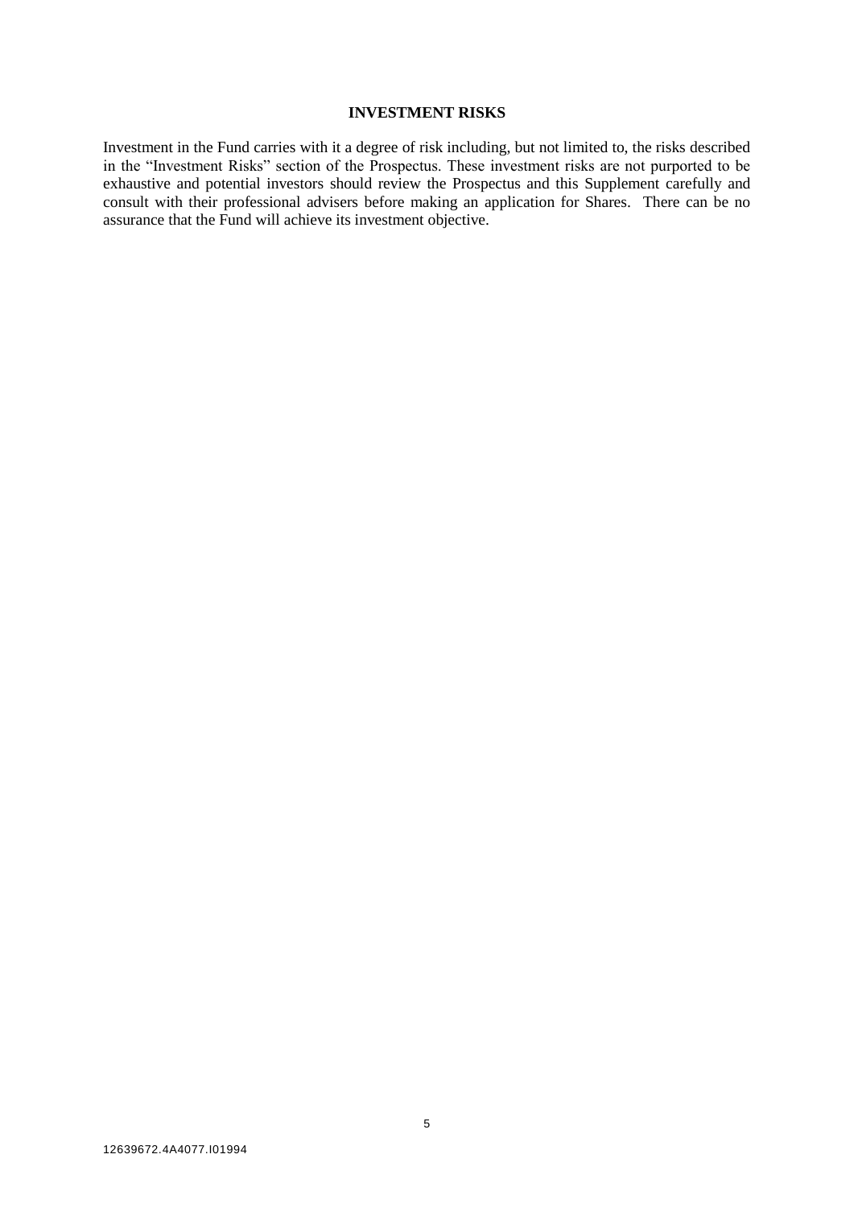## INVESTMENT RISKS

Investment in the Fund carries with it a degree of risk including, but not limited to, the risks described in the "Investment Risks" section of the Prospectus. These investment risks are not purported to be exhaustive and potential investors should review the Prospectus and this Supplement carefully and consult with their professional advisers before making an application for Shares. There can be no assurance that the Fund will achieve its investment objective.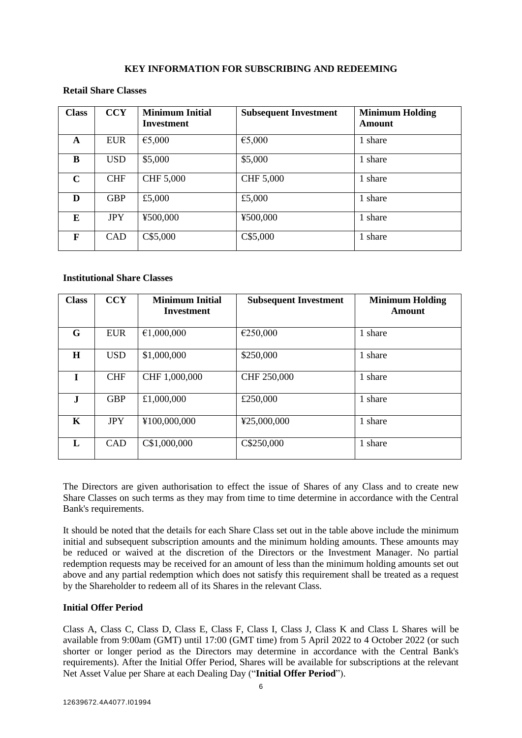## KEY INFORMATION FOR SUBSCRIBING AND REDEEMING

### Retail Share Classes

| Class | CCY | Minimum Initial Investment | Subsequent Investment | Minimum Holding Amount |
|---|---|---|---|---|
| A | EUR | €5,000 | €5,000 | 1 share |
| B | USD | $5,000 | $5,000 | 1 share |
| C | CHF | CHF 5,000 | CHF 5,000 | 1 share |
| D | GBP | £5,000 | £5,000 | 1 share |
| E | JPY | ¥500,000 | ¥500,000 | 1 share |
| F | CAD | C$5,000 | C$5,000 | 1 share |

### Institutional Share Classes

| Class | CCY | Minimum Initial Investment | Subsequent Investment | Minimum Holding Amount |
|---|---|---|---|---|
| G | EUR | €1,000,000 | €250,000 | 1 share |
| H | USD | $1,000,000 | $250,000 | 1 share |
| I | CHF | CHF 1,000,000 | CHF 250,000 | 1 share |
| J | GBP | £1,000,000 | £250,000 | 1 share |
| K | JPY | ¥100,000,000 | ¥25,000,000 | 1 share |
| L | CAD | C$1,000,000 | C$250,000 | 1 share |

The Directors are given authorisation to effect the issue of Shares of any Class and to create new Share Classes on such terms as they may from time to time determine in accordance with the Central Bank's requirements.

It should be noted that the details for each Share Class set out in the table above include the minimum initial and subsequent subscription amounts and the minimum holding amounts. These amounts may be reduced or waived at the discretion of the Directors or the Investment Manager. No partial redemption requests may be received for an amount of less than the minimum holding amounts set out above and any partial redemption which does not satisfy this requirement shall be treated as a request by the Shareholder to redeem all of its Shares in the relevant Class.

### Initial Offer Period

Class A, Class C, Class D, Class E, Class F, Class I, Class J, Class K and Class L Shares will be available from 9:00am (GMT) until 17:00 (GMT time) from 5 April 2022 to 4 October 2022 (or such shorter or longer period as the Directors may determine in accordance with the Central Bank's requirements). After the Initial Offer Period, Shares will be available for subscriptions at the relevant Net Asset Value per Share at each Dealing Day ("**Initial Offer Period**").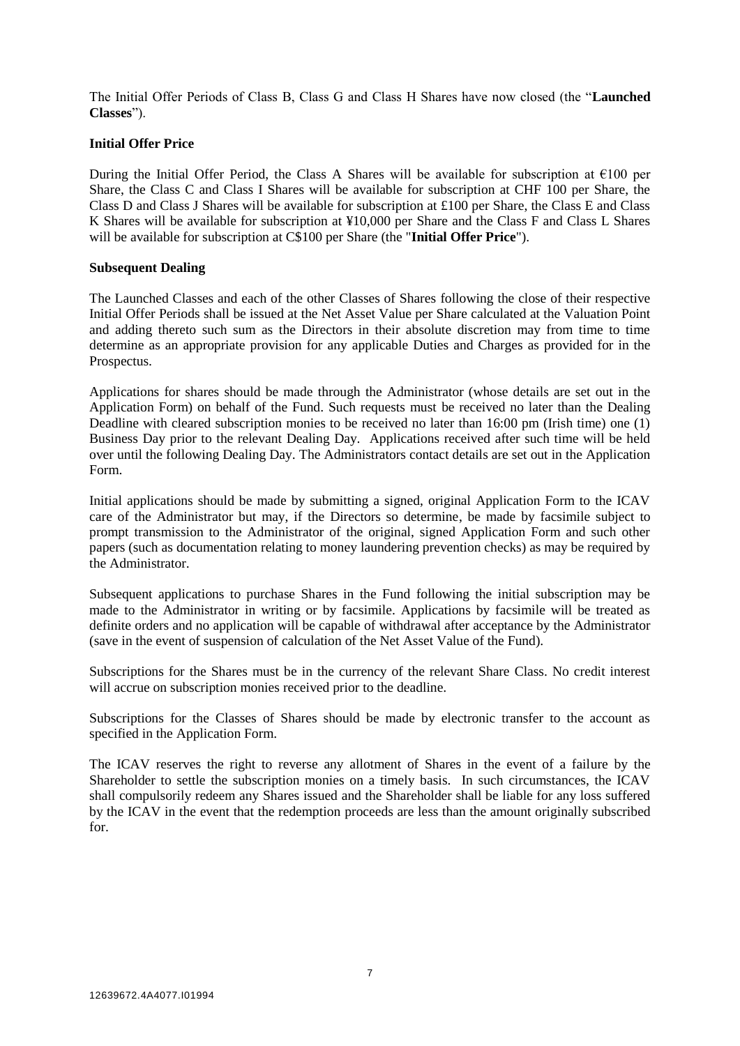The Initial Offer Periods of Class B, Class G and Class H Shares have now closed (the "**Launched Classes**").

**Initial Offer Price**

During the Initial Offer Period, the Class A Shares will be available for subscription at €100 per Share, the Class C and Class I Shares will be available for subscription at CHF 100 per Share, the Class D and Class J Shares will be available for subscription at £100 per Share, the Class E and Class K Shares will be available for subscription at ¥10,000 per Share and the Class F and Class L Shares will be available for subscription at C$100 per Share (the "**Initial Offer Price**").

**Subsequent Dealing**

The Launched Classes and each of the other Classes of Shares following the close of their respective Initial Offer Periods shall be issued at the Net Asset Value per Share calculated at the Valuation Point and adding thereto such sum as the Directors in their absolute discretion may from time to time determine as an appropriate provision for any applicable Duties and Charges as provided for in the Prospectus.

Applications for shares should be made through the Administrator (whose details are set out in the Application Form) on behalf of the Fund. Such requests must be received no later than the Dealing Deadline with cleared subscription monies to be received no later than 16:00 pm (Irish time) one (1) Business Day prior to the relevant Dealing Day. Applications received after such time will be held over until the following Dealing Day. The Administrators contact details are set out in the Application Form.

Initial applications should be made by submitting a signed, original Application Form to the ICAV care of the Administrator but may, if the Directors so determine, be made by facsimile subject to prompt transmission to the Administrator of the original, signed Application Form and such other papers (such as documentation relating to money laundering prevention checks) as may be required by the Administrator.

Subsequent applications to purchase Shares in the Fund following the initial subscription may be made to the Administrator in writing or by facsimile. Applications by facsimile will be treated as definite orders and no application will be capable of withdrawal after acceptance by the Administrator (save in the event of suspension of calculation of the Net Asset Value of the Fund).

Subscriptions for the Shares must be in the currency of the relevant Share Class. No credit interest will accrue on subscription monies received prior to the deadline.

Subscriptions for the Classes of Shares should be made by electronic transfer to the account as specified in the Application Form.

The ICAV reserves the right to reverse any allotment of Shares in the event of a failure by the Shareholder to settle the subscription monies on a timely basis. In such circumstances, the ICAV shall compulsorily redeem any Shares issued and the Shareholder shall be liable for any loss suffered by the ICAV in the event that the redemption proceeds are less than the amount originally subscribed for.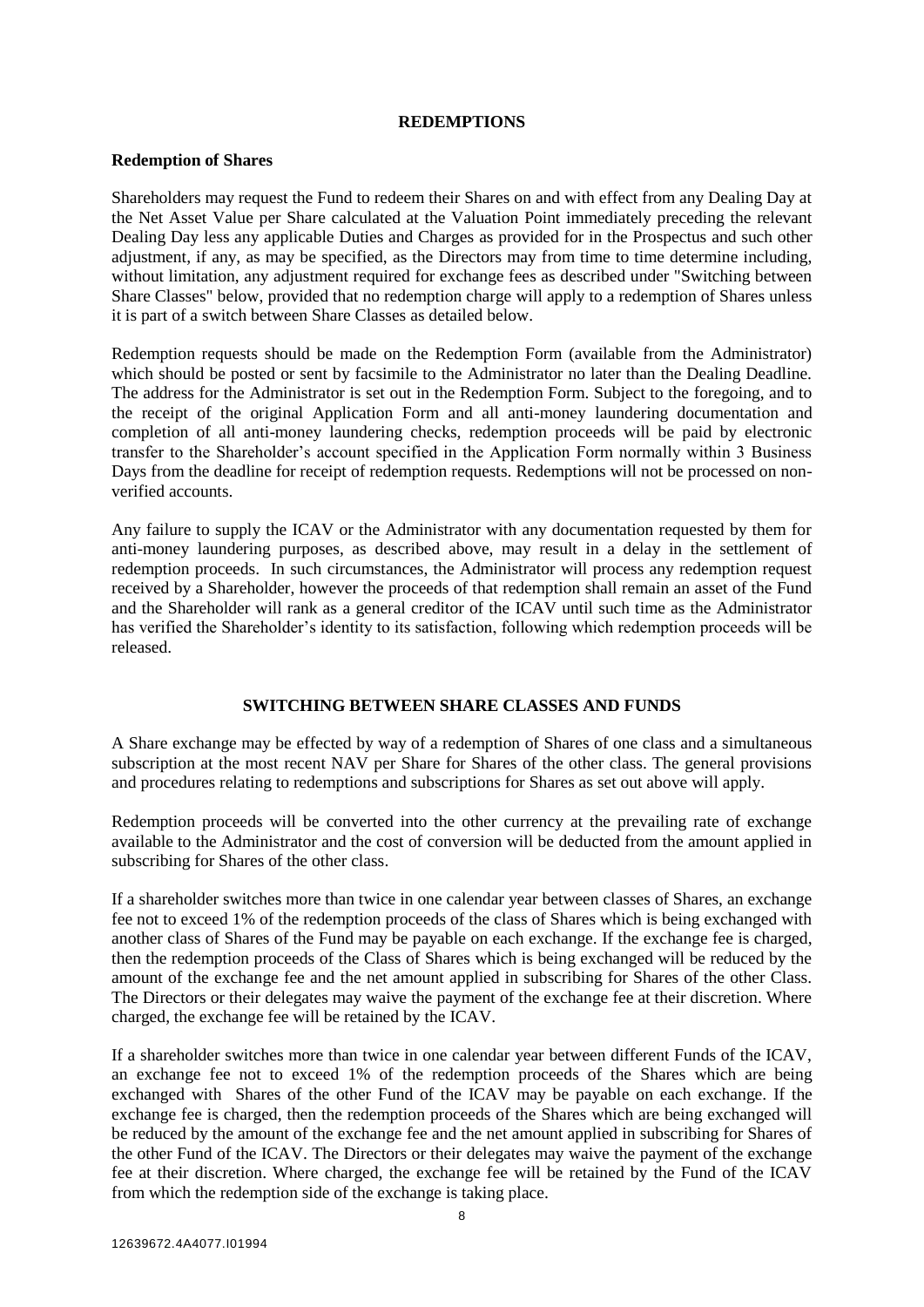## REDEMPTIONS

### Redemption of Shares

Shareholders may request the Fund to redeem their Shares on and with effect from any Dealing Day at the Net Asset Value per Share calculated at the Valuation Point immediately preceding the relevant Dealing Day less any applicable Duties and Charges as provided for in the Prospectus and such other adjustment, if any, as may be specified, as the Directors may from time to time determine including, without limitation, any adjustment required for exchange fees as described under "Switching between Share Classes" below, provided that no redemption charge will apply to a redemption of Shares unless it is part of a switch between Share Classes as detailed below.

Redemption requests should be made on the Redemption Form (available from the Administrator) which should be posted or sent by facsimile to the Administrator no later than the Dealing Deadline. The address for the Administrator is set out in the Redemption Form. Subject to the foregoing, and to the receipt of the original Application Form and all anti-money laundering documentation and completion of all anti-money laundering checks, redemption proceeds will be paid by electronic transfer to the Shareholder's account specified in the Application Form normally within 3 Business Days from the deadline for receipt of redemption requests. Redemptions will not be processed on non-verified accounts.

Any failure to supply the ICAV or the Administrator with any documentation requested by them for anti-money laundering purposes, as described above, may result in a delay in the settlement of redemption proceeds. In such circumstances, the Administrator will process any redemption request received by a Shareholder, however the proceeds of that redemption shall remain an asset of the Fund and the Shareholder will rank as a general creditor of the ICAV until such time as the Administrator has verified the Shareholder's identity to its satisfaction, following which redemption proceeds will be released.

## SWITCHING BETWEEN SHARE CLASSES AND FUNDS

A Share exchange may be effected by way of a redemption of Shares of one class and a simultaneous subscription at the most recent NAV per Share for Shares of the other class. The general provisions and procedures relating to redemptions and subscriptions for Shares as set out above will apply.

Redemption proceeds will be converted into the other currency at the prevailing rate of exchange available to the Administrator and the cost of conversion will be deducted from the amount applied in subscribing for Shares of the other class.

If a shareholder switches more than twice in one calendar year between classes of Shares, an exchange fee not to exceed 1% of the redemption proceeds of the class of Shares which is being exchanged with another class of Shares of the Fund may be payable on each exchange. If the exchange fee is charged, then the redemption proceeds of the Class of Shares which is being exchanged will be reduced by the amount of the exchange fee and the net amount applied in subscribing for Shares of the other Class. The Directors or their delegates may waive the payment of the exchange fee at their discretion. Where charged, the exchange fee will be retained by the ICAV.

If a shareholder switches more than twice in one calendar year between different Funds of the ICAV, an exchange fee not to exceed 1% of the redemption proceeds of the Shares which are being exchanged with Shares of the other Fund of the ICAV may be payable on each exchange. If the exchange fee is charged, then the redemption proceeds of the Shares which are being exchanged will be reduced by the amount of the exchange fee and the net amount applied in subscribing for Shares of the other Fund of the ICAV. The Directors or their delegates may waive the payment of the exchange fee at their discretion. Where charged, the exchange fee will be retained by the Fund of the ICAV from which the redemption side of the exchange is taking place.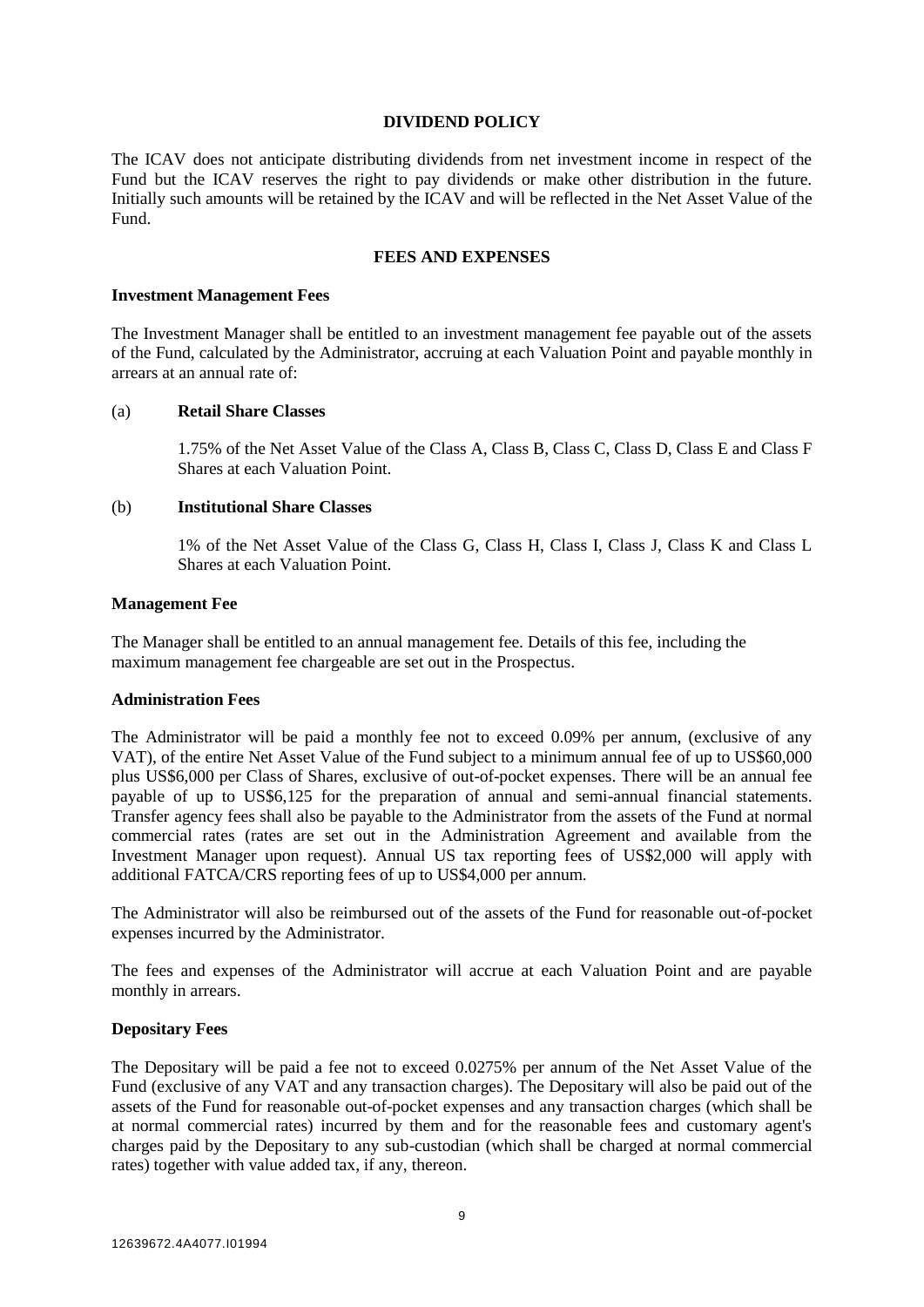## DIVIDEND POLICY

The ICAV does not anticipate distributing dividends from net investment income in respect of the Fund but the ICAV reserves the right to pay dividends or make other distribution in the future. Initially such amounts will be retained by the ICAV and will be reflected in the Net Asset Value of the Fund.

## FEES AND EXPENSES

**Investment Management Fees**

The Investment Manager shall be entitled to an investment management fee payable out of the assets of the Fund, calculated by the Administrator, accruing at each Valuation Point and payable monthly in arrears at an annual rate of:

(a) **Retail Share Classes**

1.75% of the Net Asset Value of the Class A, Class B, Class C, Class D, Class E and Class F Shares at each Valuation Point.

(b) **Institutional Share Classes**

1% of the Net Asset Value of the Class G, Class H, Class I, Class J, Class K and Class L Shares at each Valuation Point.

**Management Fee**

The Manager shall be entitled to an annual management fee. Details of this fee, including the maximum management fee chargeable are set out in the Prospectus.

**Administration Fees**

The Administrator will be paid a monthly fee not to exceed 0.09% per annum, (exclusive of any VAT), of the entire Net Asset Value of the Fund subject to a minimum annual fee of up to US$60,000 plus US$6,000 per Class of Shares, exclusive of out-of-pocket expenses. There will be an annual fee payable of up to US$6,125 for the preparation of annual and semi-annual financial statements. Transfer agency fees shall also be payable to the Administrator from the assets of the Fund at normal commercial rates (rates are set out in the Administration Agreement and available from the Investment Manager upon request). Annual US tax reporting fees of US$2,000 will apply with additional FATCA/CRS reporting fees of up to US$4,000 per annum.

The Administrator will also be reimbursed out of the assets of the Fund for reasonable out-of-pocket expenses incurred by the Administrator.

The fees and expenses of the Administrator will accrue at each Valuation Point and are payable monthly in arrears.

**Depositary Fees**

The Depositary will be paid a fee not to exceed 0.0275% per annum of the Net Asset Value of the Fund (exclusive of any VAT and any transaction charges). The Depositary will also be paid out of the assets of the Fund for reasonable out-of-pocket expenses and any transaction charges (which shall be at normal commercial rates) incurred by them and for the reasonable fees and customary agent's charges paid by the Depositary to any sub-custodian (which shall be charged at normal commercial rates) together with value added tax, if any, thereon.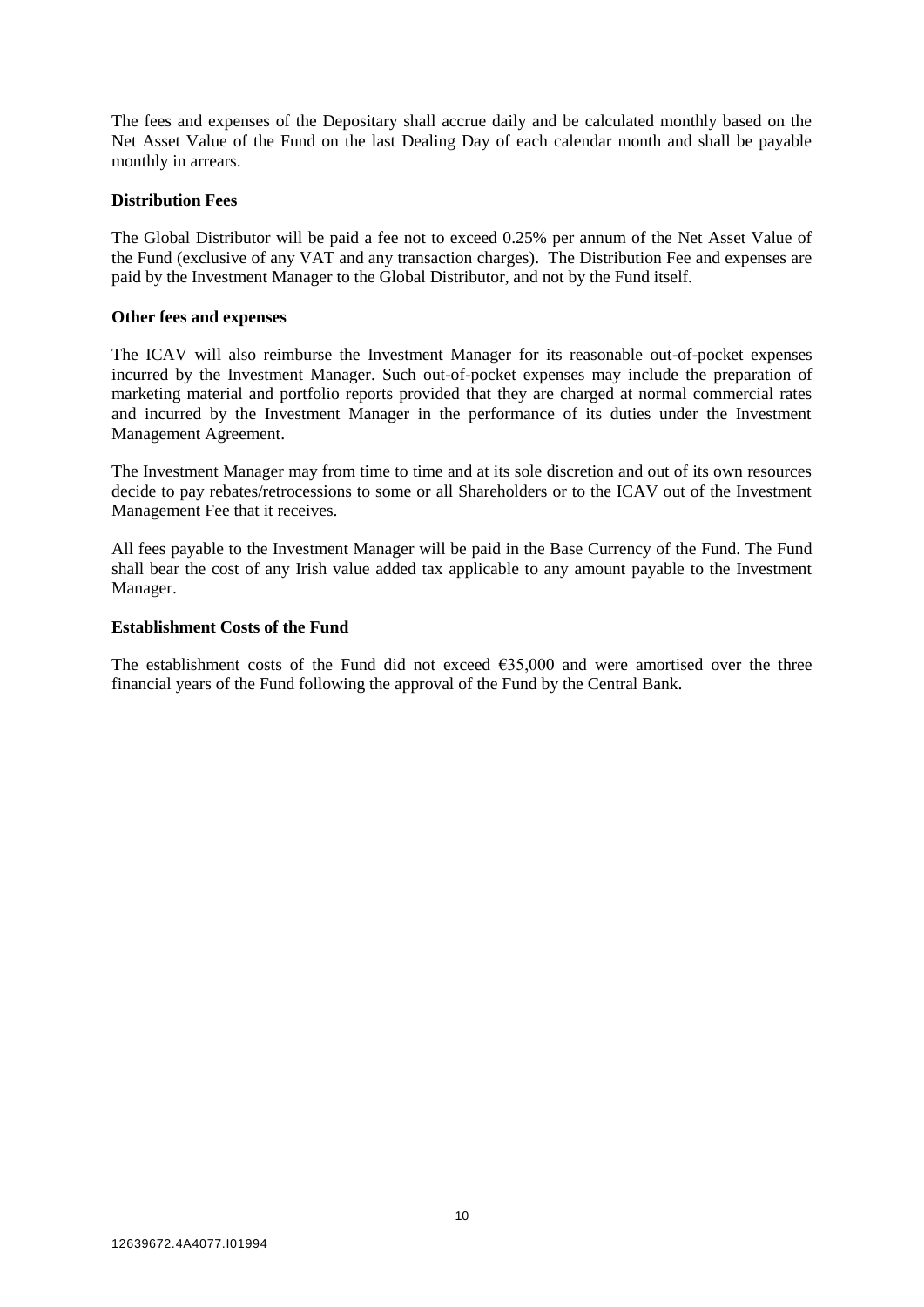The fees and expenses of the Depositary shall accrue daily and be calculated monthly based on the Net Asset Value of the Fund on the last Dealing Day of each calendar month and shall be payable monthly in arrears.

**Distribution Fees**

The Global Distributor will be paid a fee not to exceed 0.25% per annum of the Net Asset Value of the Fund (exclusive of any VAT and any transaction charges). The Distribution Fee and expenses are paid by the Investment Manager to the Global Distributor, and not by the Fund itself.

**Other fees and expenses**

The ICAV will also reimburse the Investment Manager for its reasonable out-of-pocket expenses incurred by the Investment Manager. Such out-of-pocket expenses may include the preparation of marketing material and portfolio reports provided that they are charged at normal commercial rates and incurred by the Investment Manager in the performance of its duties under the Investment Management Agreement.

The Investment Manager may from time to time and at its sole discretion and out of its own resources decide to pay rebates/retrocessions to some or all Shareholders or to the ICAV out of the Investment Management Fee that it receives.

All fees payable to the Investment Manager will be paid in the Base Currency of the Fund. The Fund shall bear the cost of any Irish value added tax applicable to any amount payable to the Investment Manager.

**Establishment Costs of the Fund**

The establishment costs of the Fund did not exceed €35,000 and were amortised over the three financial years of the Fund following the approval of the Fund by the Central Bank.